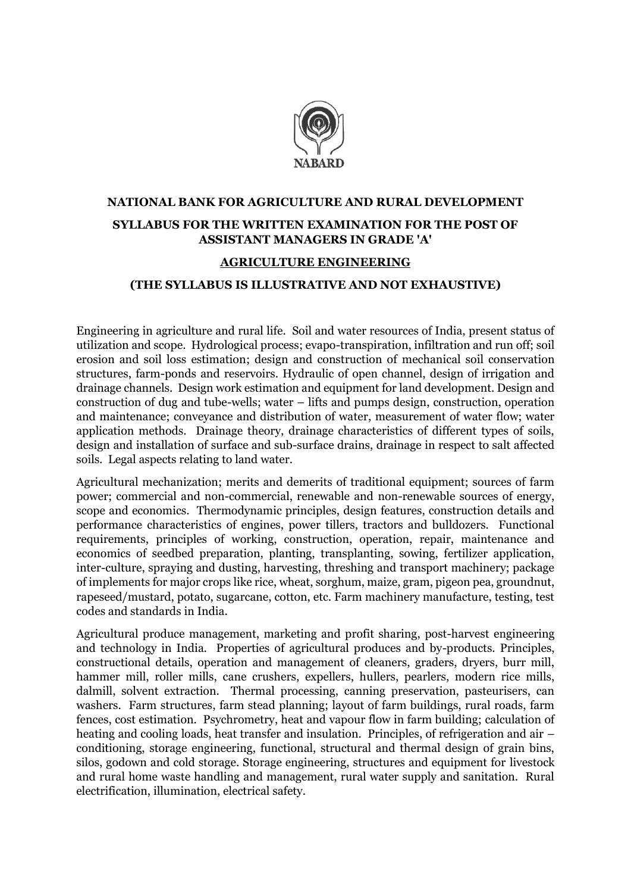NABARD

**NATIONAL BANK FOR AGRICULTURE AND RURAL DEVELOPMENT**

**SYLLABUS FOR THE WRITTEN EXAMINATION FOR THE POST OF ASSISTANT MANAGERS IN GRADE 'A'**

**AGRICULTURE ENGINEERING**

**(THE SYLLABUS IS ILLUSTRATIVE AND NOT EXHAUSTIVE)**

Engineering in agriculture and rural life. Soil and water resources of India, present status of utilization and scope. Hydrological process; evapo-transpiration, infiltration and run off; soil erosion and soil loss estimation; design and construction of mechanical soil conservation structures, farm-ponds and reservoirs. Hydraulic of open channel, design of irrigation and drainage channels. Design work estimation and equipment for land development. Design and construction of dug and tube-wells; water – lifts and pumps design, construction, operation and maintenance; conveyance and distribution of water, measurement of water flow; water application methods. Drainage theory, drainage characteristics of different types of soils, design and installation of surface and sub-surface drains, drainage in respect to salt affected soils. Legal aspects relating to land water.

Agricultural mechanization; merits and demerits of traditional equipment; sources of farm power; commercial and non-commercial, renewable and non-renewable sources of energy, scope and economics. Thermodynamic principles, design features, construction details and performance characteristics of engines, power tillers, tractors and bulldozers. Functional requirements, principles of working, construction, operation, repair, maintenance and economics of seedbed preparation, planting, transplanting, sowing, fertilizer application, inter-culture, spraying and dusting, harvesting, threshing and transport machinery; package of implements for major crops like rice, wheat, sorghum, maize, gram, pigeon pea, groundnut, rapeseed/mustard, potato, sugarcane, cotton, etc. Farm machinery manufacture, testing, test codes and standards in India.

Agricultural produce management, marketing and profit sharing, post-harvest engineering and technology in India. Properties of agricultural produces and by-products. Principles, constructional details, operation and management of cleaners, graders, dryers, burr mill, hammer mill, roller mills, cane crushers, expellers, hullers, pearlers, modern rice mills, dalmill, solvent extraction. Thermal processing, canning preservation, pasteurisers, can washers. Farm structures, farm stead planning; layout of farm buildings, rural roads, farm fences, cost estimation. Psychrometry, heat and vapour flow in farm building; calculation of heating and cooling loads, heat transfer and insulation. Principles, of refrigeration and air – conditioning, storage engineering, functional, structural and thermal design of grain bins, silos, godown and cold storage. Storage engineering, structures and equipment for livestock and rural home waste handling and management, rural water supply and sanitation. Rural electrification, illumination, electrical safety.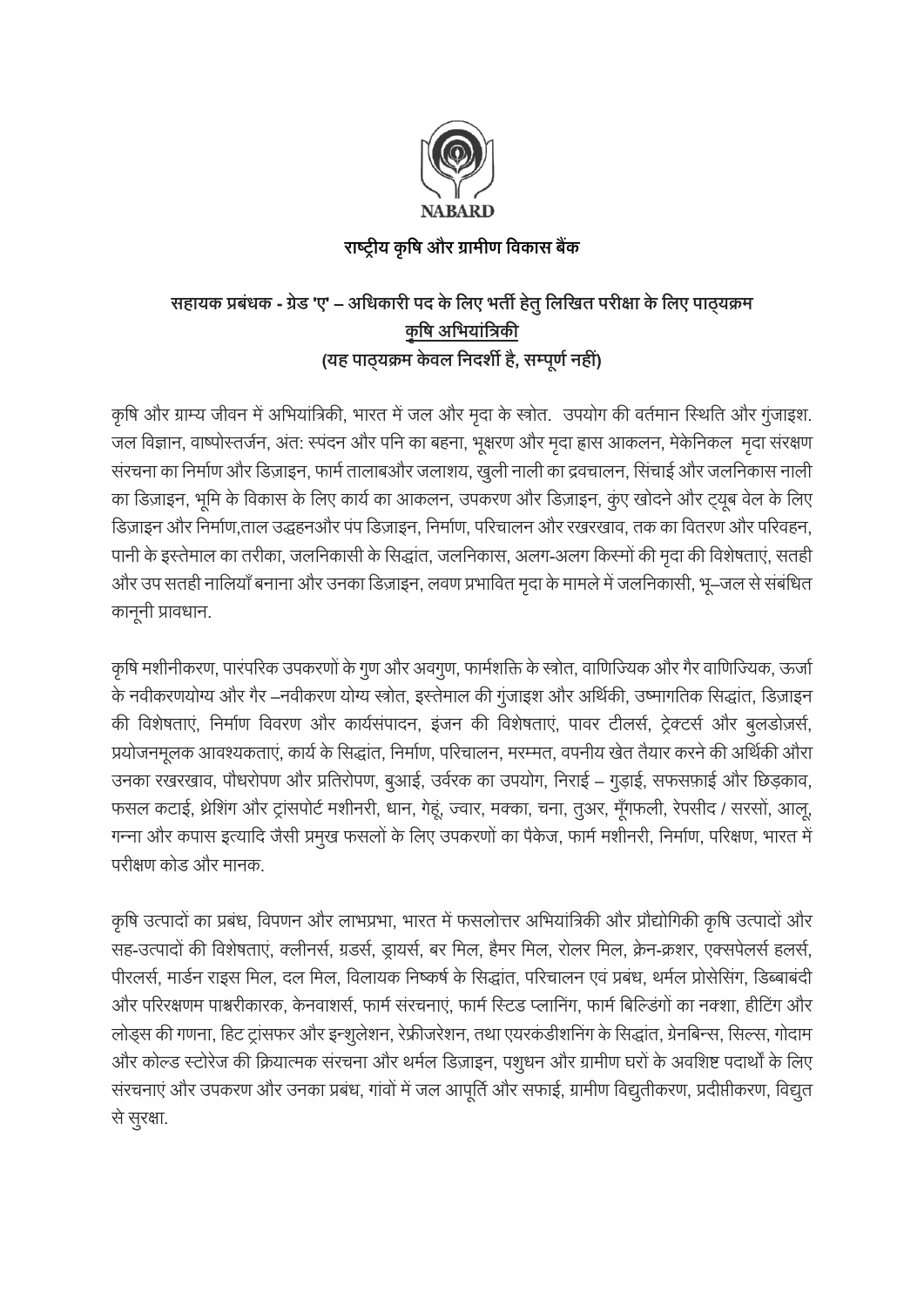NABARD

**राष्ट्रीय कृषि और ग्रामीण विकास बैंक**

## सहायक प्रबंधक - ग्रेड 'ए' – अधिकारी पद के लिए भर्ती हेतु लिखित परीक्षा के लिए पाठ्यक्रम

## कृषि अभियांत्रिकी

**(यह पाठ्यक्रम केवल निदर्शी है, सम्पूर्ण नहीं)**

कृषि और ग्राम्य जीवन में अभियांत्रिकी, भारत में जल और मृदा के स्त्रोत. उपयोग की वर्तमान स्थिति और गुंजाइश. जल विज्ञान, वाष्पोस्तर्जन, अंत: स्पंदन और पनि का बहना, भूक्षरण और मृदा ह्रास आकलन, मेकेनिकल मृदा संरक्षण संरचना का निर्माण और डिज़ाइन, फार्म तालाबऔर जलाशय, खुली नाली का द्रवचालन, सिंचाई और जलनिकास नाली का डिज़ाइन, भूमि के विकास के लिए कार्य का आकलन, उपकरण और डिज़ाइन, कुंए खोदने और ट्यूब वेल के लिए डिज़ाइन और निर्माण,ताल उद्धहनऔर पंप डिज़ाइन, निर्माण, परिचालन और रखरखाव, तक का वितरण और परिवहन, पानी के इस्तेमाल का तरीका, जलनिकासी के सिद्धांत, जलनिकास, अलग-अलग किस्मों की मृदा की विशेषताएं, सतही और उप सतही नालियाँ बनाना और उनका डिज़ाइन, लवण प्रभावित मृदा के मामले में जलनिकासी, भू–जल से संबंधित कानूनी प्रावधान.

कृषि मशीनीकरण, पारंपरिक उपकरणों के गुण और अवगुण, फार्मशक्ति के स्त्रोत, वाणिज्यिक और गैर वाणिज्यिक, ऊर्जा के नवीकरणयोग्य और गैर –नवीकरण योग्य स्त्रोत, इस्तेमाल की गुंजाइश और अर्थिकी, उष्मागतिक सिद्धांत, डिज़ाइन की विशेषताएं, निर्माण विवरण और कार्यसंपादन, इंजन की विशेषताएं, पावर टीलर्स, ट्रेक्टर्स और बुलडोजर्स, प्रयोजनमूलक आवश्यकताएं, कार्य के सिद्धांत, निर्माण, परिचालन, मरम्मत, वपनीय खेत तैयार करने की अर्थिकी औरा उनका रखरखाव, पौधरोपण और प्रतिरोपण, बुआई, उर्वरक का उपयोग, निराई – गुड़ाई, सफसफ़ाई और छिड़काव, फसल कटाई, थ्रेशिंग और ट्रांसपोर्ट मशीनरी, धान, गेहूं, ज्वार, मक्का, चना, तुअर, मूँगफली, रेपसीड / सरसों, आलू, गन्ना और कपास इत्यादि जैसी प्रमुख फसलों के लिए उपकरणों का पैकेज, फार्म मशीनरी, निर्माण, परिक्षण, भारत में परीक्षण कोड और मानक.

कृषि उत्पादों का प्रबंध, विपणन और लाभप्रभा, भारत में फसलोत्तर अभियांत्रिकी और प्रौद्योगिकी कृषि उत्पादों और सह-उत्पादों की विशेषताएं, क्लीनर्स, ग्रडर्स, ड्रायर्स, बर मिल, हैमर मिल, रोलर मिल, क्रेन-क्रशर, एक्सपेलर्स हलर्स, पीरलर्स, मार्डन राइस मिल, दल मिल, विलायक निष्कर्ष के सिद्धांत, परिचालन एवं प्रबंध, थर्मल प्रोसेसिंग, डिब्बाबंदी और परिरक्षणम पाश्चरीकारक, केनवाशर्स, फार्म संरचनाएं, फार्म स्टिड प्लानिंग, फार्म बिल्डिंगों का नक्शा, हीटिंग और लोड्स की गणना, हिट ट्रांसफर और इन्शुलेशन, रेफ्रीजरेशन, तथा एयरकंडीशनिंग के सिद्धांत, ग्रेनबिन्स, सिल्स, गोदाम और कोल्ड स्टोरेज की क्रियात्मक संरचना और थर्मल डिज़ाइन, पशुधन और ग्रामीण घरों के अवशिष्ट पदार्थों के लिए संरचनाएं और उपकरण और उनका प्रबंध, गांवों में जल आपूर्ति और सफाई, ग्रामीण विद्युतीकरण, प्रदीप्तीकरण, विद्युत से सुरक्षा.